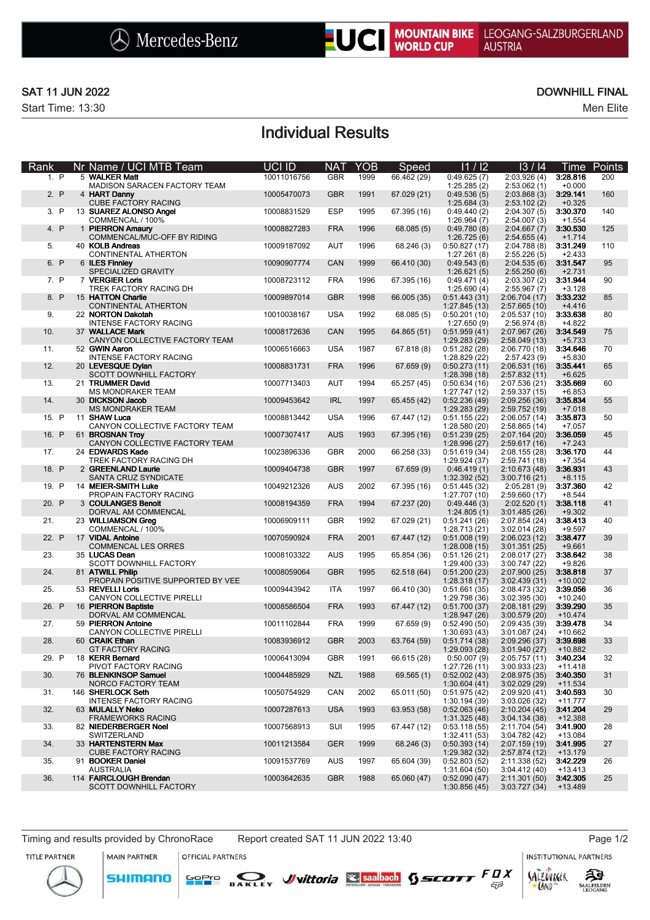Mercedes-Benz | UCI MOUNTAIN BIKE WORLD CUP | LEOGANG-SALZBURGERLAND AUSTRIA

SAT 11 JUN 2022
Start Time: 13:30

DOWNHILL FINAL
Men Elite

# Individual Results

| Rank | | Nr | Name / UCI MTB Team | UCI ID | NAT | YOB | Speed | I1 / I2 | I3 / I4 | Time | Points |
|---|---|---|---|---|---|---|---|---|---|---|---|
| 1. | P | 5 | **WALKER Matt**<br>MADISON SARACEN FACTORY TEAM | 10011016756 | GBR | 1999 | 66.462 (29) | 0:49.625 (7)<br>1:25.285 (2) | 2:03.926 (4)<br>2:53.062 (1) | **3:28.816**<br>+0.000 | 200 |
| 2. | P | 4 | **HART Danny**<br>CUBE FACTORY RACING | 10005470073 | GBR | 1991 | 67.029 (21) | 0:49.536 (5)<br>1:25.684 (3) | 2:03.868 (3)<br>2:53.102 (2) | **3:29.141**<br>+0.325 | 160 |
| 3. | P | 13 | **SUAREZ ALONSO Angel**<br>COMMENCAL / 100% | 10008831529 | ESP | 1995 | 67.395 (16) | 0:49.440 (2)<br>1:26.964 (7) | 2:04.307 (5)<br>2:54.007 (3) | **3:30.370**<br>+1.554 | 140 |
| 4. | P | 1 | **PIERRON Amaury**<br>COMMENCAL/MUC-OFF BY RIDING | 10008827283 | FRA | 1996 | 68.085 (5) | 0:49.780 (8)<br>1:26.725 (6) | 2:04.667 (7)<br>2:54.655 (4) | **3:30.530**<br>+1.714 | 125 |
| 5. | | 40 | **KOLB Andreas**<br>CONTINENTAL ATHERTON | 10009187092 | AUT | 1996 | 68.246 (3) | 0:50.827 (17)<br>1:27.261 (8) | 2:04.788 (8)<br>2:55.226 (5) | **3:31.249**<br>+2.433 | 110 |
| 6. | P | 6 | **ILES Finnley**<br>SPECIALIZED GRAVITY | 10090907774 | CAN | 1999 | 66.410 (30) | 0:49.543 (6)<br>1:26.621 (5) | 2:04.535 (6)<br>2:55.250 (6) | **3:31.547**<br>+2.731 | 95 |
| 7. | P | 7 | **VERGIER Loris**<br>TREK FACTORY RACING DH | 10008723112 | FRA | 1996 | 67.395 (16) | 0:49.471 (4)<br>1:25.690 (4) | 2:03.307 (2)<br>2:55.967 (7) | **3:31.944**<br>+3.128 | 90 |
| 8. | P | 15 | **HATTON Charlie**<br>CONTINENTAL ATHERTON | 10009897014 | GBR | 1998 | 66.005 (35) | 0:51.443 (31)<br>1:27.845 (13) | 2:06.704 (17)<br>2:57.665 (10) | **3:33.232**<br>+4.416 | 85 |
| 9. | | 22 | **NORTON Dakotah**<br>INTENSE FACTORY RACING | 10010038167 | USA | 1992 | 68.085 (5) | 0:50.201 (10)<br>1:27.650 (9) | 2:05.537 (10)<br>2:56.974 (8) | **3:33.638**<br>+4.822 | 80 |
| 10. | | 37 | **WALLACE Mark**<br>CANYON COLLECTIVE FACTORY TEAM | 10008172636 | CAN | 1995 | 64.865 (51) | 0:51.959 (41)<br>1:29.283 (29) | 2:07.967 (26)<br>2:58.049 (13) | **3:34.549**<br>+5.733 | 75 |
| 11. | | 52 | **GWIN Aaron**<br>INTENSE FACTORY RACING | 10006516663 | USA | 1987 | 67.818 (8) | 0:51.282 (28)<br>1:28.829 (22) | 2:06.770 (18)<br>2:57.423 (9) | **3:34.646**<br>+5.830 | 70 |
| 12. | | 20 | **LEVESQUE Dylan**<br>SCOTT DOWNHILL FACTORY | 10008831731 | FRA | 1996 | 67.659 (9) | 0:50.273 (11)<br>1:28.398 (18) | 2:06.531 (16)<br>2:57.832 (11) | **3:35.441**<br>+6.625 | 65 |
| 13. | | 21 | **TRUMMER David**<br>MS MONDRAKER TEAM | 10007713403 | AUT | 1994 | 65.257 (45) | 0:50.634 (16)<br>1:27.747 (12) | 2:07.536 (21)<br>2:59.337 (15) | **3:35.669**<br>+6.853 | 60 |
| 14. | | 30 | **DICKSON Jacob**<br>MS MONDRAKER TEAM | 10009453642 | IRL | 1997 | 65.455 (42) | 0:52.236 (49)<br>1:29.283 (29) | 2:09.256 (36)<br>2:59.752 (19) | **3:35.834**<br>+7.018 | 55 |
| 15. | P | 11 | **SHAW Luca**<br>CANYON COLLECTIVE FACTORY TEAM | 10008813442 | USA | 1996 | 67.447 (12) | 0:51.155 (22)<br>1:28.580 (20) | 2:06.057 (14)<br>2:58.865 (14) | **3:35.873**<br>+7.057 | 50 |
| 16. | P | 61 | **BROSNAN Troy**<br>CANYON COLLECTIVE FACTORY TEAM | 10007307417 | AUS | 1993 | 67.395 (16) | 0:51.239 (25)<br>1:28.996 (27) | 2:07.164 (20)<br>2:59.617 (16) | **3:36.059**<br>+7.243 | 45 |
| 17. | | 24 | **EDWARDS Kade**<br>TREK FACTORY RACING DH | 10023896336 | GBR | 2000 | 66.258 (33) | 0:51.619 (34)<br>1:29.924 (37) | 2:08.155 (28)<br>2:59.741 (18) | **3:36.170**<br>+7.354 | 44 |
| 18. | P | 2 | **GREENLAND Laurie**<br>SANTA CRUZ SYNDICATE | 10009404738 | GBR | 1997 | 67.659 (9) | 0:46.419 (1)<br>1:32.392 (52) | 2:10.673 (48)<br>3:00.716 (21) | **3:36.931**<br>+8.115 | 43 |
| 19. | P | 14 | **MEIER-SMITH Luke**<br>PROPAIN FACTORY RACING | 10049212326 | AUS | 2002 | 67.395 (16) | 0:51.445 (32)<br>1:27.707 (10) | 2:05.281 (9)<br>2:59.660 (17) | **3:37.360**<br>+8.544 | 42 |
| 20. | P | 3 | **COULANGES Benoit**<br>DORVAL AM COMMENCAL | 10008194359 | FRA | 1994 | 67.237 (20) | 0:49.446 (3)<br>1:24.805 (1) | 2:02.520 (1)<br>3:01.485 (26) | **3:38.118**<br>+9.302 | 41 |
| 21. | | 23 | **WILLIAMSON Greg**<br>COMMENCAL / 100% | 10006909111 | GBR | 1992 | 67.029 (21) | 0:51.241 (26)<br>1:28.713 (21) | 2:07.854 (24)<br>3:02.014 (28) | **3:38.413**<br>+9.597 | 40 |
| 22. | P | 17 | **VIDAL Antoine**<br>COMMENCAL LES ORRES | 10070590924 | FRA | 2001 | 67.447 (12) | 0:51.008 (19)<br>1:28.008 (15) | 2:06.023 (12)<br>3:01.351 (25) | **3:38.477**<br>+9.661 | 39 |
| 23. | | 35 | **LUCAS Dean**<br>SCOTT DOWNHILL FACTORY | 10008103322 | AUS | 1995 | 65.854 (36) | 0:51.126 (21)<br>1:29.400 (33) | 2:08.017 (27)<br>3:00.747 (22) | **3:38.642**<br>+9.826 | 38 |
| 24. | | 81 | **ATWILL Philip**<br>PROPAIN POSITIVE SUPPORTED BY VEE | 10008059064 | GBR | 1995 | 62.518 (64) | 0:51.200 (23)<br>1:28.318 (17) | 2:07.900 (25)<br>3:02.439 (31) | **3:38.818**<br>+10.002 | 37 |
| 25. | | 53 | **REVELLI Loris**<br>CANYON COLLECTIVE PIRELLI | 10009443942 | ITA | 1997 | 66.410 (30) | 0:51.661 (35)<br>1:29.798 (36) | 2:08.473 (32)<br>3:02.395 (30) | **3:39.056**<br>+10.240 | 36 |
| 26. | P | 16 | **PIERRON Baptiste**<br>DORVAL AM COMMENCAL | 10008586504 | FRA | 1993 | 67.447 (12) | 0:51.700 (37)<br>1:28.947 (26) | 2:08.181 (29)<br>3:00.579 (20) | **3:39.290**<br>+10.474 | 35 |
| 27. | | 59 | **PIERRON Antoine**<br>CANYON COLLECTIVE PIRELLI | 10011102844 | FRA | 1999 | 67.659 (9) | 0:52.490 (50)<br>1:30.693 (43) | 2:09.435 (39)<br>3:01.087 (24) | **3:39.478**<br>+10.662 | 34 |
| 28. | | 60 | **CRAIK Ethan**<br>GT FACTORY RACING | 10083936912 | GBR | 2003 | 63.764 (59) | 0:51.714 (38)<br>1:29.093 (28) | 2:09.296 (37)<br>3:01.940 (27) | **3:39.698**<br>+10.882 | 33 |
| 29. | P | 18 | **KERR Bernard**<br>PIVOT FACTORY RACING | 10006413094 | GBR | 1991 | 66.615 (28) | 0:50.007 (9)<br>1:27.726 (11) | 2:05.757 (11)<br>3:00.933 (23) | **3:40.234**<br>+11.418 | 32 |
| 30. | | 76 | **BLENKINSOP Samuel**<br>NORCO FACTORY TEAM | 10004485929 | NZL | 1988 | 69.565 (1) | 0:52.002 (43)<br>1:30.604 (41) | 2:08.975 (35)<br>3:02.029 (29) | **3:40.350**<br>+11.534 | 31 |
| 31. | | 146 | **SHERLOCK Seth**<br>INTENSE FACTORY RACING | 10050754929 | CAN | 2002 | 65.011 (50) | 0:51.975 (42)<br>1:30.194 (39) | 2:09.920 (41)<br>3:03.026 (32) | **3:40.593**<br>+11.777 | 30 |
| 32. | | 63 | **MULALLY Neko**<br>FRAMEWORKS RACING | 10007287613 | USA | 1993 | 63.953 (58) | 0:52.063 (46)<br>1:31.325 (48) | 2:10.204 (45)<br>3:04.134 (38) | **3:41.204**<br>+12.388 | 29 |
| 33. | | 82 | **NIEDERBERGER Noel**<br>SWITZERLAND | 10007568913 | SUI | 1995 | 67.447 (12) | 0:53.118 (55)<br>1:32.411 (53) | 2:11.704 (54)<br>3:04.782 (42) | **3:41.900**<br>+13.084 | 28 |
| 34. | | 33 | **HARTENSTERN Max**<br>CUBE FACTORY RACING | 10011213584 | GER | 1999 | 68.246 (3) | 0:50.393 (14)<br>1:29.382 (32) | 2:07.159 (19)<br>2:57.874 (12) | **3:41.995**<br>+13.179 | 27 |
| 35. | | 91 | **BOOKER Daniel**<br>AUSTRALIA | 10091537769 | AUS | 1997 | 65.604 (39) | 0:52.803 (52)<br>1:31.604 (50) | 2:11.338 (52)<br>3:04.412 (40) | **3:42.229**<br>+13.413 | 26 |
| 36. | | 114 | **FAIRCLOUGH Brendan**<br>SCOTT DOWNHILL FACTORY | 10003642635 | GBR | 1988 | 65.060 (47) | 0:52.090 (47)<br>1:30.856 (45) | 2:11.301 (50)<br>3:03.727 (34) | **3:42.305**<br>+13.489 | 25 |

Timing and results provided by ChronoRace | Report created SAT 11 JUN 2022 13:40

TITLE PARTNER: Mercedes-Benz | MAIN PARTNER: SHIMANO | OFFICIAL PARTNERS: GoPro, OAKLEY, vittoria, saalbach, SCOTT, FOX | INSTITUTIONAL PARTNERS: SALZBURGER LAND, SAALFELDEN LEOGANG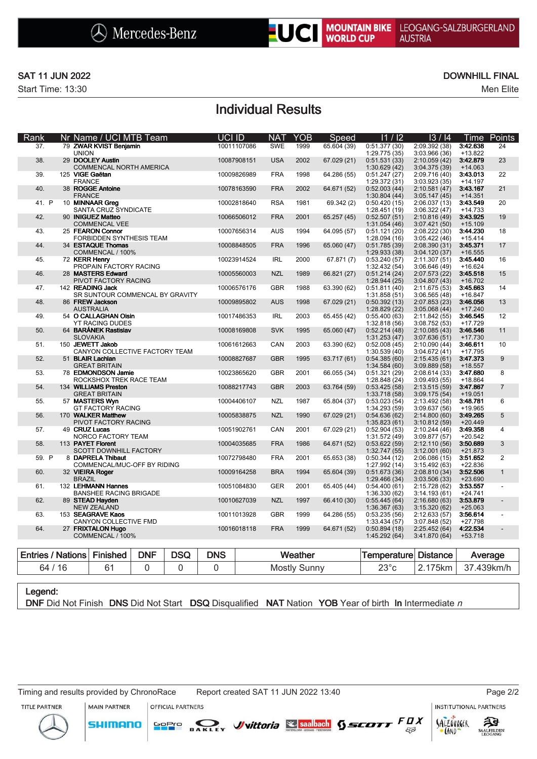SAT 11 JUN 2022

Start Time: 13:30

DOWNHILL FINAL

Men Elite

# Individual Results

| Rank | Nr | Name / UCI MTB Team | UCI ID | NAT | YOB | Speed | I1 / I2 | I3 / I4 | Time | Points |
|---|---|---|---|---|---|---|---|---|---|---|
| 37. | 79 | **ZWAR KVIST Benjamin**<br>UNION | 10011107086 | SWE | 1999 | 65.604 (39) | 0:51.377 (30)<br>1:29.775 (35) | 2:09.392 (38)<br>3:03.966 (36) | **3:42.638**<br>+13.822 | 24 |
| 38. | 29 | **DOOLEY Austin**<br>COMMENCAL NORTH AMERICA | 10087908151 | USA | 2002 | 67.029 (21) | 0:51.531 (33)<br>1:30.629 (42) | 2:10.059 (42)<br>3:04.375 (39) | **3:42.879**<br>+14.063 | 23 |
| 39. | 125 | **VIGE Gaëtan**<br>FRANCE | 10009826989 | FRA | 1998 | 64.286 (55) | 0:51.247 (27)<br>1:29.372 (31) | 2:09.716 (40)<br>3:03.923 (35) | **3:43.013**<br>+14.197 | 22 |
| 40. | 38 | **ROGGE Antoine**<br>FRANCE | 10078163590 | FRA | 2002 | 64.671 (52) | 0:52.003 (44)<br>1:30.804 (44) | 2:10.581 (47)<br>3:05.147 (45) | **3:43.167**<br>+14.351 | 21 |
| 41. P | 10 | **MINNAAR Greg**<br>SANTA CRUZ SYNDICATE | 10002818640 | RSA | 1981 | 69.342 (2) | 0:50.420 (15)<br>1:28.451 (19) | 2:06.037 (13)<br>3:06.322 (47) | **3:43.549**<br>+14.733 | 20 |
| 42. | 90 | **INIGUEZ Matteo**<br>COMMENCAL VEE | 10066506012 | FRA | 2001 | 65.257 (45) | 0:52.507 (51)<br>1:31.054 (46) | 2:10.816 (49)<br>3:07.421 (50) | **3:43.925**<br>+15.109 | 19 |
| 43. | 25 | **FEARON Connor**<br>FORBIDDEN SYNTHESIS TEAM | 10007656314 | AUS | 1994 | 64.095 (57) | 0:51.121 (20)<br>1:28.094 (16) | 2:08.222 (30)<br>3:05.422 (46) | **3:44.230**<br>+15.414 | 18 |
| 44. | 34 | **ESTAQUE Thomas**<br>COMMENCAL / 100% | 10008848505 | FRA | 1996 | 65.060 (47) | 0:51.785 (39)<br>1:29.933 (38) | 2:08.390 (31)<br>3:04.120 (37) | **3:45.371**<br>+16.555 | 17 |
| 45. | 72 | **KERR Henry**<br>PROPAIN FACTORY RACING | 10023914524 | IRL | 2000 | 67.871 (7) | 0:53.240 (57)<br>1:32.432 (54) | 2:11.307 (51)<br>3:06.646 (49) | **3:45.440**<br>+16.624 | 16 |
| 46. | 28 | **MASTERS Edward**<br>PIVOT FACTORY RACING | 10005560003 | NZL | 1989 | 66.821 (27) | 0:51.214 (24)<br>1:28.944 (25) | 2:07.573 (22)<br>3:04.807 (43) | **3:45.518**<br>+16.702 | 15 |
| 47. | 142 | **READING Jack**<br>SR SUNTOUR COMMENCAL BY GRAVITY | 10006576176 | GBR | 1988 | 63.390 (62) | 0:51.675 (40)<br>1:31.858 (51) | 2:11.675 (53)<br>3:06.565 (48) | **3:45.663**<br>+16.847 | 14 |
| 48. | 86 | **FREW Jackson**<br>AUSTRALIA | 10009895802 | AUS | 1998 | 67.029 (21) | 0:50.392 (13)<br>1:28.829 (22) | 2:07.853 (23)<br>3:05.068 (44) | **3:46.056**<br>+17.240 | 13 |
| 49. | 54 | **O CALLAGHAN Oisin**<br>YT RACING DUDES | 10017486353 | IRL | 2003 | 65.455 (42) | 0:55.400 (63)<br>1:32.818 (56) | 2:11.842 (55)<br>3:08.752 (53) | **3:46.545**<br>+17.729 | 12 |
| 50. | 64 | **BARÁNEK Rastislav**<br>SLOVAKIA | 10008169808 | SVK | 1995 | 65.060 (47) | 0:52.214 (48)<br>1:31.253 (47) | 2:10.085 (43)<br>3:07.636 (51) | **3:46.546**<br>+17.730 | 11 |
| 51. | 150 | **JEWETT Jakob**<br>CANYON COLLECTIVE FACTORY TEAM | 10061612663 | CAN | 2003 | 63.390 (62) | 0:52.008 (45)<br>1:30.539 (40) | 2:10.090 (44)<br>3:04.672 (41) | **3:46.611**<br>+17.795 | 10 |
| 52. | 51 | **BLAIR Lachlan**<br>GREAT BRITAIN | 10008827687 | GBR | 1995 | 63.717 (61) | 0:54.385 (60)<br>1:34.584 (60) | 2:15.435 (61)<br>3:09.889 (58) | **3:47.373**<br>+18.557 | 9 |
| 53. | 78 | **EDMONDSON Jamie**<br>ROCKSHOX TREK RACE TEAM | 10023865620 | GBR | 2001 | 66.055 (34) | 0:51.321 (29)<br>1:28.848 (24) | 2:08.614 (33)<br>3:09.493 (55) | **3:47.680**<br>+18.864 | 8 |
| 54. | 134 | **WILLIAMS Preston**<br>GREAT BRITAIN | 10088217743 | GBR | 2003 | 63.764 (59) | 0:53.425 (58)<br>1:33.718 (58) | 2:13.515 (59)<br>3:09.175 (54) | **3:47.867**<br>+19.051 | 7 |
| 55. | 57 | **MASTERS Wyn**<br>GT FACTORY RACING | 10004406107 | NZL | 1987 | 65.804 (37) | 0:53.023 (54)<br>1:34.293 (59) | 2:13.492 (58)<br>3:09.637 (56) | **3:48.781**<br>+19.965 | 6 |
| 56. | 170 | **WALKER Matthew**<br>PIVOT FACTORY RACING | 10005838875 | NZL | 1990 | 67.029 (21) | 0:54.636 (62)<br>1:35.823 (61) | 2:14.800 (60)<br>3:10.812 (59) | **3:49.265**<br>+20.449 | 5 |
| 57. | 49 | **CRUZ Lucas**<br>NORCO FACTORY TEAM | 10051902761 | CAN | 2001 | 67.029 (21) | 0:52.904 (53)<br>1:31.572 (49) | 2:10.244 (46)<br>3:09.877 (57) | **3:49.358**<br>+20.542 | 4 |
| 58. | 113 | **PAYET Florent**<br>SCOTT DOWNHILL FACTORY | 10004035685 | FRA | 1986 | 64.671 (52) | 0:53.622 (59)<br>1:32.747 (55) | 2:12.110 (56)<br>3:12.001 (60) | **3:50.689**<br>+21.873 | 3 |
| 59. P | 8 | **DAPRELA Thibaut**<br>COMMENCAL/MUC-OFF BY RIDING | 10072798480 | FRA | 2001 | 65.653 (38) | 0:50.344 (12)<br>1:27.992 (14) | 2:06.086 (15)<br>3:15.492 (63) | **3:51.652**<br>+22.836 | 2 |
| 60. | 32 | **VIEIRA Roger**<br>BRAZIL | 10009164258 | BRA | 1994 | 65.604 (39) | 0:51.673 (36)<br>1:29.466 (34) | 2:08.810 (34)<br>3:03.506 (33) | **3:52.506**<br>+23.690 | 1 |
| 61. | 132 | **LEHMANN Hannes**<br>BANSHEE RACING BRIGADE | 10051084830 | GER | 2001 | 65.405 (44) | 0:54.400 (61)<br>1:36.330 (62) | 2:15.728 (62)<br>3:14.193 (61) | **3:53.557**<br>+24.741 | - |
| 62. | 89 | **STEAD Hayden**<br>NEW ZEALAND | 10010627039 | NZL | 1997 | 66.410 (30) | 0:55.445 (64)<br>1:36.367 (63) | 2:16.680 (63)<br>3:15.320 (62) | **3:53.879**<br>+25.063 | - |
| 63. | 153 | **SEAGRAVE Kaos**<br>CANYON COLLECTIVE FMD | 10011013928 | GBR | 1999 | 64.286 (55) | 0:53.235 (56)<br>1:33.434 (57) | 2:12.633 (57)<br>3:07.848 (52) | **3:56.614**<br>+27.798 | - |
| 64. | 27 | **FRIXTALON Hugo**<br>COMMENCAL / 100% | 10016018118 | FRA | 1999 | 64.671 (52) | 0:50.894 (18)<br>1:45.292 (64) | 2:25.452 (64)<br>3:41.870 (64) | **4:22.534**<br>+53.718 | - |

| Entries / Nations | Finished | DNF | DSQ | DNS | Weather | Temperature | Distance | Average |
|---|---|---|---|---|---|---|---|---|
| 64 / 16 | 61 | 0 | 0 | 0 | Mostly Sunny | 23°c | 2.175km | 37.439km/h |

**Legend:**
**DNF** Did Not Finish **DNS** Did Not Start **DSQ** Disqualified **NAT** Nation **YOB** Year of birth **In** Intermediate *n*

Timing and results provided by ChronoRace    Report created SAT 11 JUN 2022 13:40

TITLE PARTNER    MAIN PARTNER    OFFICIAL PARTNERS    INSTITUTIONAL PARTNERS